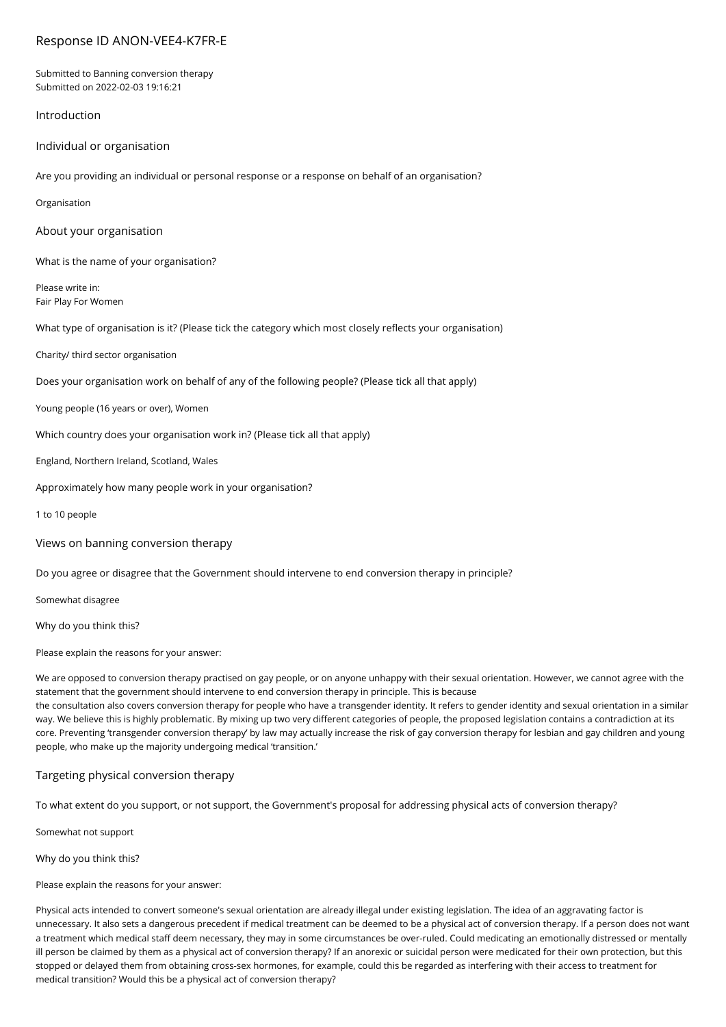# Response ID ANON-VEE4-K7FR-E

Submitted to Banning conversion therapy
Submitted on 2022-02-03 19:16:21

## Introduction

### Individual or organisation

Are you providing an individual or personal response or a response on behalf of an organisation?

Organisation

### About your organisation

What is the name of your organisation?

Please write in:
Fair Play For Women

What type of organisation is it? (Please tick the category which most closely reflects your organisation)

Charity/ third sector organisation

Does your organisation work on behalf of any of the following people? (Please tick all that apply)

Young people (16 years or over), Women

Which country does your organisation work in? (Please tick all that apply)

England, Northern Ireland, Scotland, Wales

Approximately how many people work in your organisation?

1 to 10 people

## Views on banning conversion therapy

Do you agree or disagree that the Government should intervene to end conversion therapy in principle?

Somewhat disagree

Why do you think this?

Please explain the reasons for your answer:

We are opposed to conversion therapy practised on gay people, or on anyone unhappy with their sexual orientation. However, we cannot agree with the statement that the government should intervene to end conversion therapy in principle. This is because
the consultation also covers conversion therapy for people who have a transgender identity. It refers to gender identity and sexual orientation in a similar way. We believe this is highly problematic. By mixing up two very different categories of people, the proposed legislation contains a contradiction at its core. Preventing 'transgender conversion therapy' by law may actually increase the risk of gay conversion therapy for lesbian and gay children and young people, who make up the majority undergoing medical 'transition.'

## Targeting physical conversion therapy

To what extent do you support, or not support, the Government's proposal for addressing physical acts of conversion therapy?

Somewhat not support

Why do you think this?

Please explain the reasons for your answer:

Physical acts intended to convert someone's sexual orientation are already illegal under existing legislation. The idea of an aggravating factor is unnecessary. It also sets a dangerous precedent if medical treatment can be deemed to be a physical act of conversion therapy. If a person does not want a treatment which medical staff deem necessary, they may in some circumstances be over-ruled. Could medicating an emotionally distressed or mentally ill person be claimed by them as a physical act of conversion therapy? If an anorexic or suicidal person were medicated for their own protection, but this stopped or delayed them from obtaining cross-sex hormones, for example, could this be regarded as interfering with their access to treatment for medical transition? Would this be a physical act of conversion therapy?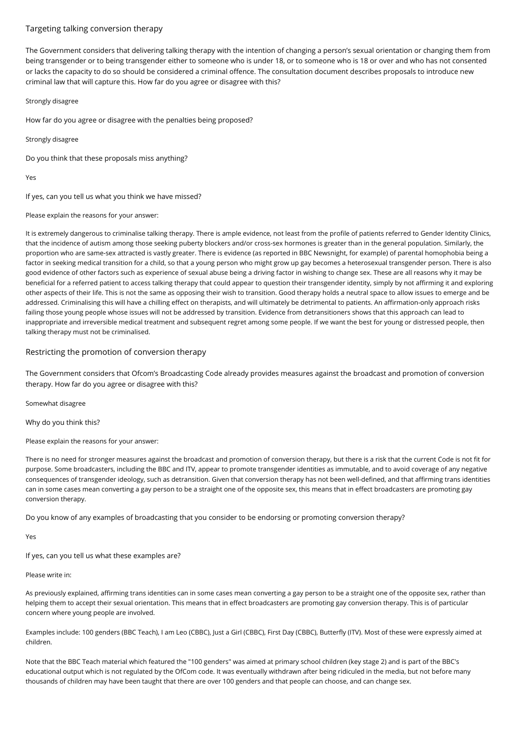## Targeting talking conversion therapy

The Government considers that delivering talking therapy with the intention of changing a person's sexual orientation or changing them from being transgender or to being transgender either to someone who is under 18, or to someone who is 18 or over and who has not consented or lacks the capacity to do so should be considered a criminal offence. The consultation document describes proposals to introduce new criminal law that will capture this. How far do you agree or disagree with this?

Strongly disagree

How far do you agree or disagree with the penalties being proposed?

Strongly disagree

Do you think that these proposals miss anything?

Yes

If yes, can you tell us what you think we have missed?

Please explain the reasons for your answer:

It is extremely dangerous to criminalise talking therapy. There is ample evidence, not least from the profile of patients referred to Gender Identity Clinics, that the incidence of autism among those seeking puberty blockers and/or cross-sex hormones is greater than in the general population. Similarly, the proportion who are same-sex attracted is vastly greater. There is evidence (as reported in BBC Newsnight, for example) of parental homophobia being a factor in seeking medical transition for a child, so that a young person who might grow up gay becomes a heterosexual transgender person. There is also good evidence of other factors such as experience of sexual abuse being a driving factor in wishing to change sex. These are all reasons why it may be beneficial for a referred patient to access talking therapy that could appear to question their transgender identity, simply by not affirming it and exploring other aspects of their life. This is not the same as opposing their wish to transition. Good therapy holds a neutral space to allow issues to emerge and be addressed. Criminalising this will have a chilling effect on therapists, and will ultimately be detrimental to patients. An affirmation-only approach risks failing those young people whose issues will not be addressed by transition. Evidence from detransitioners shows that this approach can lead to inappropriate and irreversible medical treatment and subsequent regret among some people. If we want the best for young or distressed people, then talking therapy must not be criminalised.

## Restricting the promotion of conversion therapy

The Government considers that Ofcom's Broadcasting Code already provides measures against the broadcast and promotion of conversion therapy. How far do you agree or disagree with this?

Somewhat disagree

Why do you think this?

Please explain the reasons for your answer:

There is no need for stronger measures against the broadcast and promotion of conversion therapy, but there is a risk that the current Code is not fit for purpose. Some broadcasters, including the BBC and ITV, appear to promote transgender identities as immutable, and to avoid coverage of any negative consequences of transgender ideology, such as detransition. Given that conversion therapy has not been well-defined, and that affirming trans identities can in some cases mean converting a gay person to be a straight one of the opposite sex, this means that in effect broadcasters are promoting gay conversion therapy.

Do you know of any examples of broadcasting that you consider to be endorsing or promoting conversion therapy?

Yes

If yes, can you tell us what these examples are?

Please write in:

As previously explained, affirming trans identities can in some cases mean converting a gay person to be a straight one of the opposite sex, rather than helping them to accept their sexual orientation. This means that in effect broadcasters are promoting gay conversion therapy. This is of particular concern where young people are involved.

Examples include: 100 genders (BBC Teach), I am Leo (CBBC), Just a Girl (CBBC), First Day (CBBC), Butterfly (ITV). Most of these were expressly aimed at children.

Note that the BBC Teach material which featured the "100 genders" was aimed at primary school children (key stage 2) and is part of the BBC's educational output which is not regulated by the OfCom code. It was eventually withdrawn after being ridiculed in the media, but not before many thousands of children may have been taught that there are over 100 genders and that people can choose, and can change sex.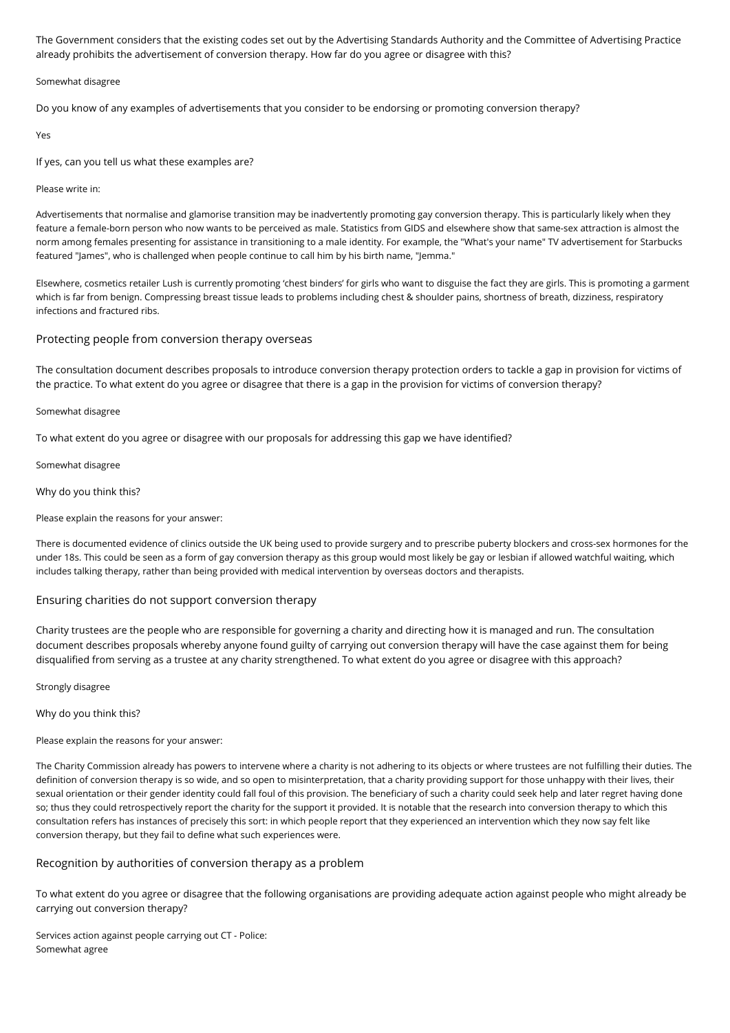The Government considers that the existing codes set out by the Advertising Standards Authority and the Committee of Advertising Practice already prohibits the advertisement of conversion therapy. How far do you agree or disagree with this?

Somewhat disagree

Do you know of any examples of advertisements that you consider to be endorsing or promoting conversion therapy?

Yes

If yes, can you tell us what these examples are?

Please write in:

Advertisements that normalise and glamorise transition may be inadvertently promoting gay conversion therapy. This is particularly likely when they feature a female-born person who now wants to be perceived as male. Statistics from GIDS and elsewhere show that same-sex attraction is almost the norm among females presenting for assistance in transitioning to a male identity. For example, the "What's your name" TV advertisement for Starbucks featured "James", who is challenged when people continue to call him by his birth name, "Jemma."

Elsewhere, cosmetics retailer Lush is currently promoting 'chest binders' for girls who want to disguise the fact they are girls. This is promoting a garment which is far from benign. Compressing breast tissue leads to problems including chest & shoulder pains, shortness of breath, dizziness, respiratory infections and fractured ribs.

## Protecting people from conversion therapy overseas

The consultation document describes proposals to introduce conversion therapy protection orders to tackle a gap in provision for victims of the practice. To what extent do you agree or disagree that there is a gap in the provision for victims of conversion therapy?

Somewhat disagree

To what extent do you agree or disagree with our proposals for addressing this gap we have identified?

Somewhat disagree

Why do you think this?

Please explain the reasons for your answer:

There is documented evidence of clinics outside the UK being used to provide surgery and to prescribe puberty blockers and cross-sex hormones for the under 18s. This could be seen as a form of gay conversion therapy as this group would most likely be gay or lesbian if allowed watchful waiting, which includes talking therapy, rather than being provided with medical intervention by overseas doctors and therapists.

## Ensuring charities do not support conversion therapy

Charity trustees are the people who are responsible for governing a charity and directing how it is managed and run. The consultation document describes proposals whereby anyone found guilty of carrying out conversion therapy will have the case against them for being disqualified from serving as a trustee at any charity strengthened. To what extent do you agree or disagree with this approach?

Strongly disagree

Why do you think this?

Please explain the reasons for your answer:

The Charity Commission already has powers to intervene where a charity is not adhering to its objects or where trustees are not fulfilling their duties. The definition of conversion therapy is so wide, and so open to misinterpretation, that a charity providing support for those unhappy with their lives, their sexual orientation or their gender identity could fall foul of this provision. The beneficiary of such a charity could seek help and later regret having done so; thus they could retrospectively report the charity for the support it provided. It is notable that the research into conversion therapy to which this consultation refers has instances of precisely this sort: in which people report that they experienced an intervention which they now say felt like conversion therapy, but they fail to define what such experiences were.

## Recognition by authorities of conversion therapy as a problem

To what extent do you agree or disagree that the following organisations are providing adequate action against people who might already be carrying out conversion therapy?

Services action against people carrying out CT - Police:
Somewhat agree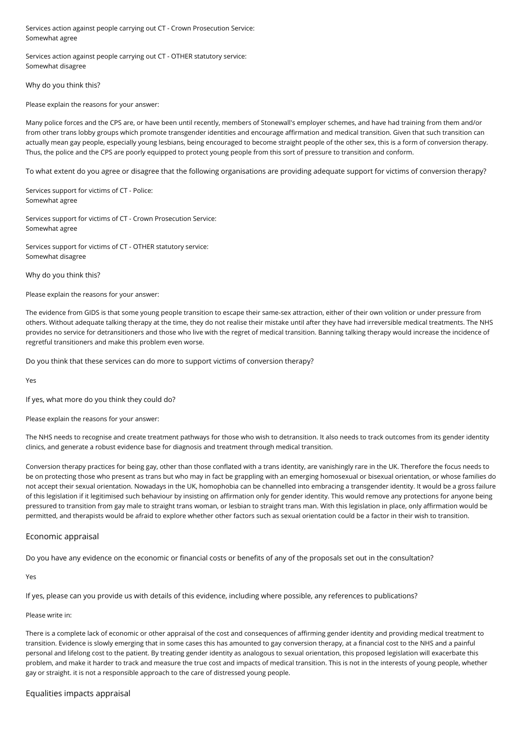Services action against people carrying out CT - Crown Prosecution Service:
Somewhat agree

Services action against people carrying out CT - OTHER statutory service:
Somewhat disagree

Why do you think this?

Please explain the reasons for your answer:

Many police forces and the CPS are, or have been until recently, members of Stonewall's employer schemes, and have had training from them and/or from other trans lobby groups which promote transgender identities and encourage affirmation and medical transition. Given that such transition can actually mean gay people, especially young lesbians, being encouraged to become straight people of the other sex, this is a form of conversion therapy. Thus, the police and the CPS are poorly equipped to protect young people from this sort of pressure to transition and conform.

To what extent do you agree or disagree that the following organisations are providing adequate support for victims of conversion therapy?

Services support for victims of CT - Police:
Somewhat agree

Services support for victims of CT - Crown Prosecution Service:
Somewhat agree

Services support for victims of CT - OTHER statutory service:
Somewhat disagree

Why do you think this?

Please explain the reasons for your answer:

The evidence from GIDS is that some young people transition to escape their same-sex attraction, either of their own volition or under pressure from others. Without adequate talking therapy at the time, they do not realise their mistake until after they have had irreversible medical treatments. The NHS provides no service for detransitioners and those who live with the regret of medical transition. Banning talking therapy would increase the incidence of regretful transitioners and make this problem even worse.

Do you think that these services can do more to support victims of conversion therapy?

Yes

If yes, what more do you think they could do?

Please explain the reasons for your answer:

The NHS needs to recognise and create treatment pathways for those who wish to detransition. It also needs to track outcomes from its gender identity clinics, and generate a robust evidence base for diagnosis and treatment through medical transition.

Conversion therapy practices for being gay, other than those conflated with a trans identity, are vanishingly rare in the UK. Therefore the focus needs to be on protecting those who present as trans but who may in fact be grappling with an emerging homosexual or bisexual orientation, or whose families do not accept their sexual orientation. Nowadays in the UK, homophobia can be channelled into embracing a transgender identity. It would be a gross failure of this legislation if it legitimised such behaviour by insisting on affirmation only for gender identity. This would remove any protections for anyone being pressured to transition from gay male to straight trans woman, or lesbian to straight trans man. With this legislation in place, only affirmation would be permitted, and therapists would be afraid to explore whether other factors such as sexual orientation could be a factor in their wish to transition.

## Economic appraisal

Do you have any evidence on the economic or financial costs or benefits of any of the proposals set out in the consultation?

Yes

If yes, please can you provide us with details of this evidence, including where possible, any references to publications?

Please write in:

There is a complete lack of economic or other appraisal of the cost and consequences of affirming gender identity and providing medical treatment to transition. Evidence is slowly emerging that in some cases this has amounted to gay conversion therapy, at a financial cost to the NHS and a painful personal and lifelong cost to the patient. By treating gender identity as analogous to sexual orientation, this proposed legislation will exacerbate this problem, and make it harder to track and measure the true cost and impacts of medical transition. This is not in the interests of young people, whether gay or straight. it is not a responsible approach to the care of distressed young people.

## Equalities impacts appraisal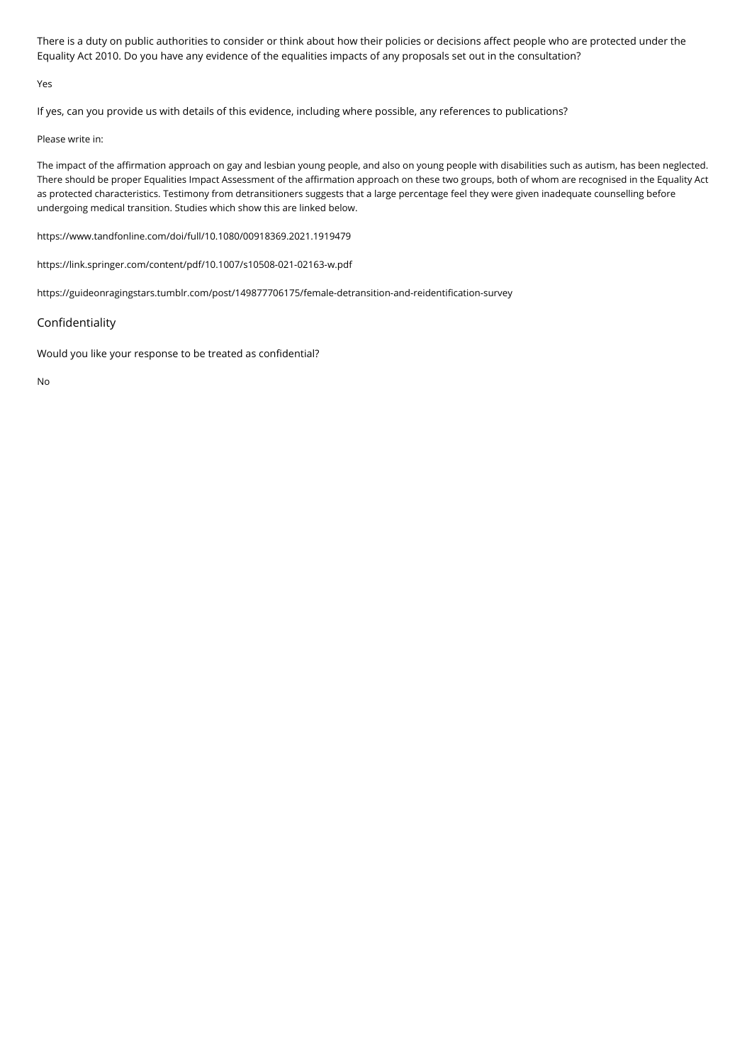There is a duty on public authorities to consider or think about how their policies or decisions affect people who are protected under the Equality Act 2010. Do you have any evidence of the equalities impacts of any proposals set out in the consultation?

Yes

If yes, can you provide us with details of this evidence, including where possible, any references to publications?

Please write in:

The impact of the affirmation approach on gay and lesbian young people, and also on young people with disabilities such as autism, has been neglected. There should be proper Equalities Impact Assessment of the affirmation approach on these two groups, both of whom are recognised in the Equality Act as protected characteristics. Testimony from detransitioners suggests that a large percentage feel they were given inadequate counselling before undergoing medical transition. Studies which show this are linked below.

https://www.tandfonline.com/doi/full/10.1080/00918369.2021.1919479

https://link.springer.com/content/pdf/10.1007/s10508-021-02163-w.pdf

https://guideonragingstars.tumblr.com/post/149877706175/female-detransition-and-reidentification-survey

## Confidentiality

Would you like your response to be treated as confidential?

No